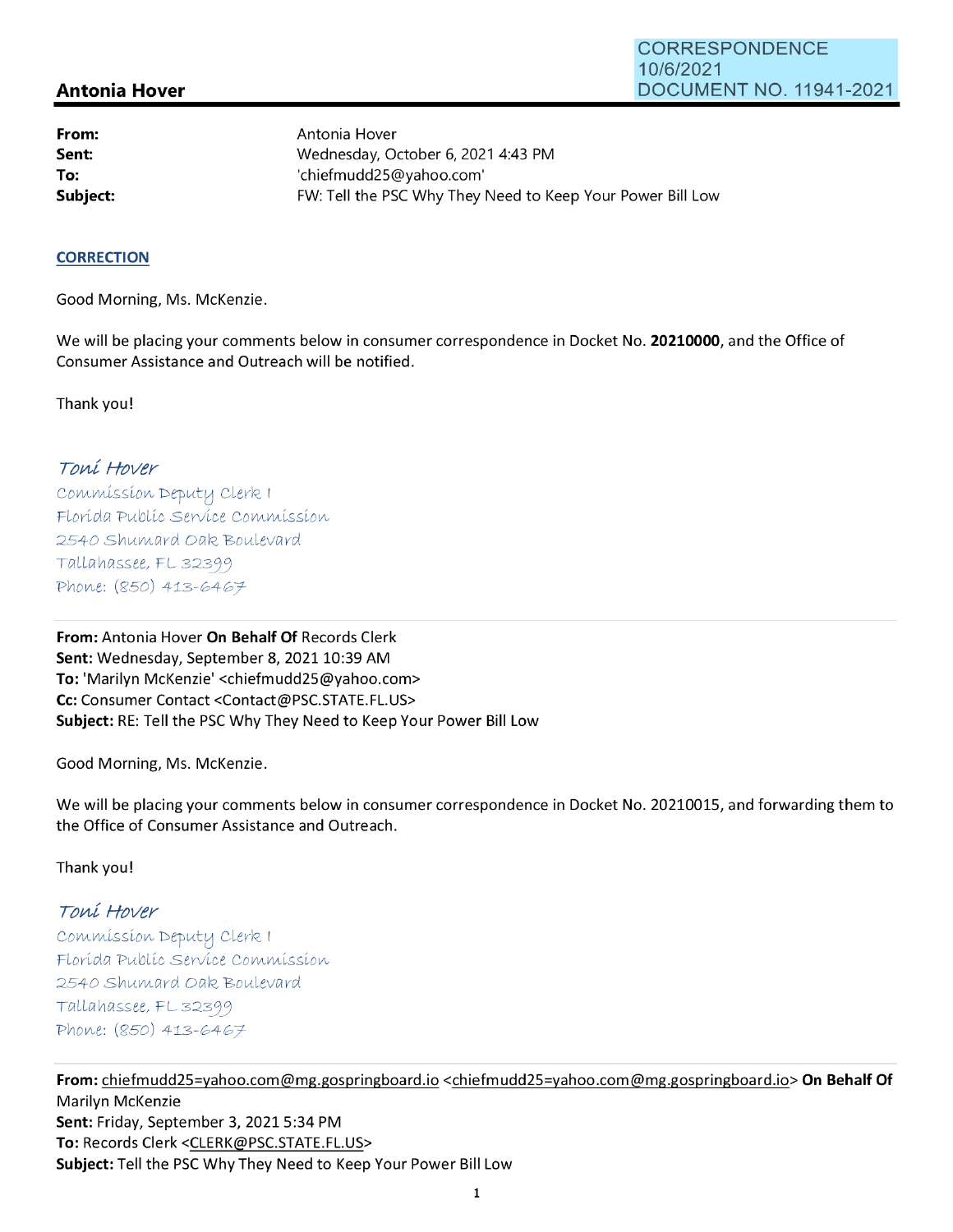CORRESPONDENCE
10/6/2021
DOCUMENT NO. 11941-2021

# Antonia Hover

| | |
|---|---|
| **From:** | Antonia Hover |
| **Sent:** | Wednesday, October 6, 2021 4:43 PM |
| **To:** | 'chiefmudd25@yahoo.com' |
| **Subject:** | FW: Tell the PSC Why They Need to Keep Your Power Bill Low |

**CORRECTION**

Good Morning, Ms. McKenzie.

We will be placing your comments below in consumer correspondence in Docket No. **20210000**, and the Office of Consumer Assistance and Outreach will be notified.

Thank you!

*Toni Hover*
Commission Deputy Clerk I
Florida Public Service Commission
2540 Shumard Oak Boulevard
Tallahassee, FL 32399
Phone: (850) 413-6467

---

**From:** Antonia Hover **On Behalf Of** Records Clerk
**Sent:** Wednesday, September 8, 2021 10:39 AM
**To:** 'Marilyn McKenzie' <chiefmudd25@yahoo.com>
**Cc:** Consumer Contact <Contact@PSC.STATE.FL.US>
**Subject:** RE: Tell the PSC Why They Need to Keep Your Power Bill Low

Good Morning, Ms. McKenzie.

We will be placing your comments below in consumer correspondence in Docket No. 20210015, and forwarding them to the Office of Consumer Assistance and Outreach.

Thank you!

*Toni Hover*
Commission Deputy Clerk I
Florida Public Service Commission
2540 Shumard Oak Boulevard
Tallahassee, FL 32399
Phone: (850) 413-6467

---

**From:** chiefmudd25=yahoo.com@mg.gospringboard.io <chiefmudd25=yahoo.com@mg.gospringboard.io> **On Behalf Of** Marilyn McKenzie
**Sent:** Friday, September 3, 2021 5:34 PM
**To:** Records Clerk <CLERK@PSC.STATE.FL.US>
**Subject:** Tell the PSC Why They Need to Keep Your Power Bill Low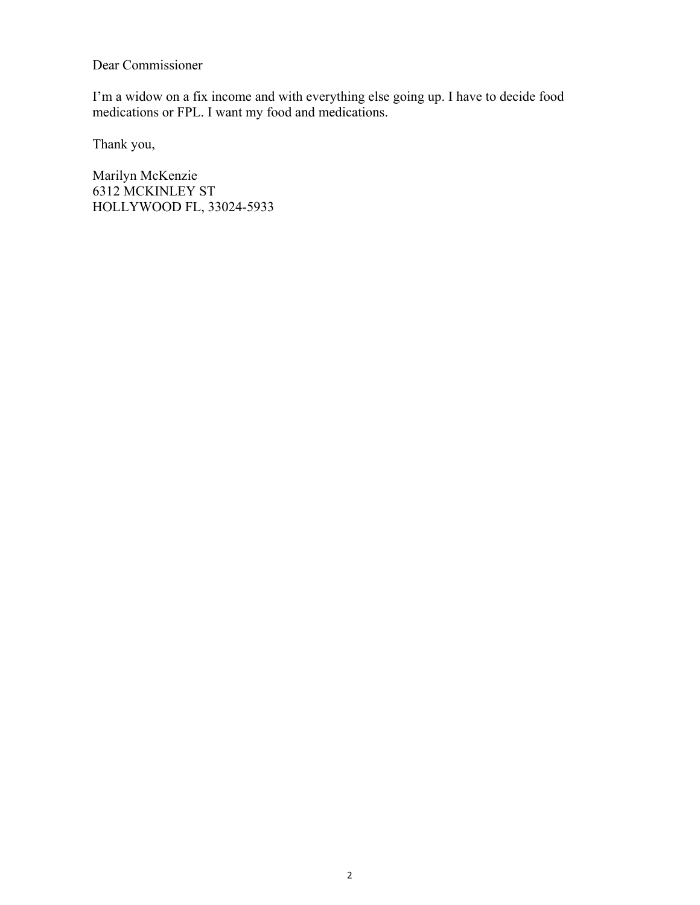Dear Commissioner

I'm a widow on a fix income and with everything else going up. I have to decide food medications or FPL. I want my food and medications.

Thank you,

Marilyn McKenzie
6312 MCKINLEY ST
HOLLYWOOD FL, 33024-5933